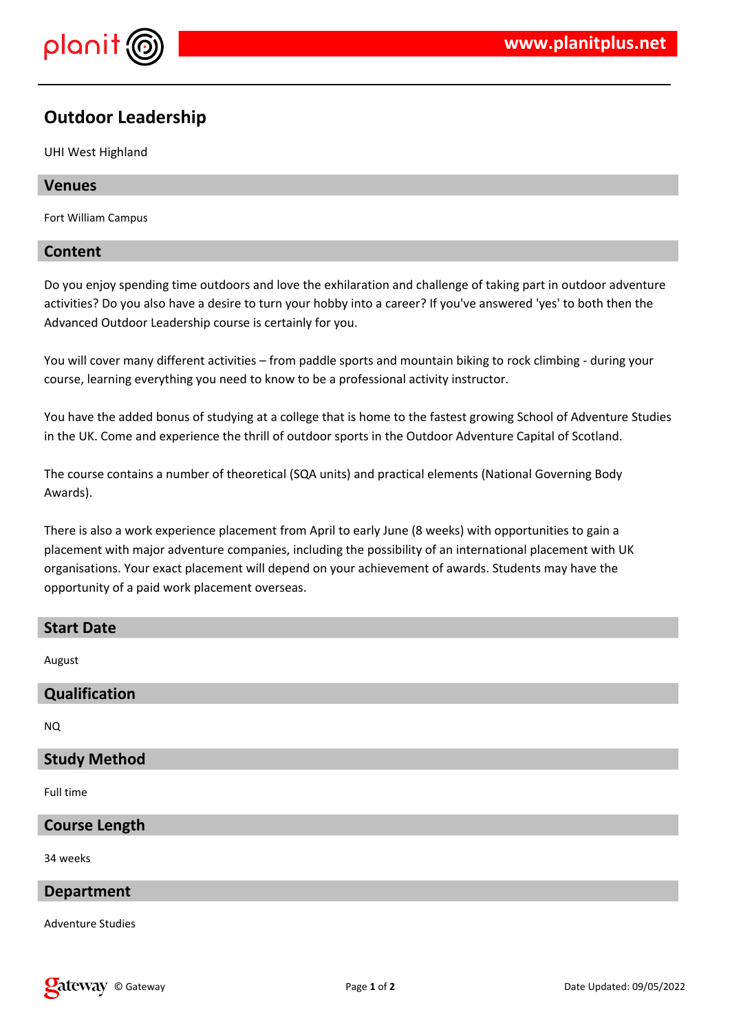# Outdoor Leadership

UHI West Highland

## Venues

Fort William Campus

## Content

Do you enjoy spending time outdoors and love the exhilaration and challenge of taking part in outdoor adventure activities? Do you also have a desire to turn your hobby into a career? If you've answered 'yes' to both then the Advanced Outdoor Leadership course is certainly for you.

You will cover many different activities – from paddle sports and mountain biking to rock climbing - during your course, learning everything you need to know to be a professional activity instructor.

You have the added bonus of studying at a college that is home to the fastest growing School of Adventure Studies in the UK. Come and experience the thrill of outdoor sports in the Outdoor Adventure Capital of Scotland.

The course contains a number of theoretical (SQA units) and practical elements (National Governing Body Awards).

There is also a work experience placement from April to early June (8 weeks) with opportunities to gain a placement with major adventure companies, including the possibility of an international placement with UK organisations. Your exact placement will depend on your achievement of awards. Students may have the opportunity of a paid work placement overseas.

## Start Date

August

## Qualification

NQ

## Study Method

Full time

## Course Length

34 weeks

## Department

Adventure Studies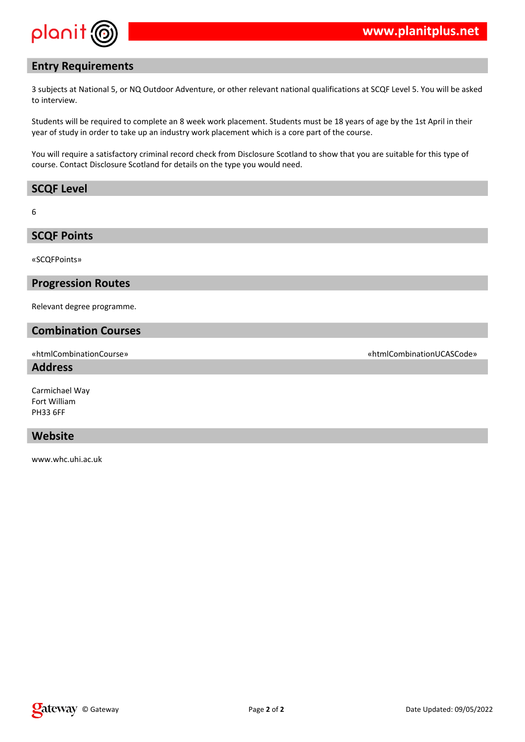## Entry Requirements

3 subjects at National 5, or NQ Outdoor Adventure, or other relevant national qualifications at SCQF Level 5. You will be asked to interview.

Students will be required to complete an 8 week work placement. Students must be 18 years of age by the 1st April in their year of study in order to take up an industry work placement which is a core part of the course.

You will require a satisfactory criminal record check from Disclosure Scotland to show that you are suitable for this type of course. Contact Disclosure Scotland for details on the type you would need.

## SCQF Level

6

## SCQF Points

«SCQFPoints»

## Progression Routes

Relevant degree programme.

## Combination Courses

«htmlCombinationCourse» «htmlCombinationUCASCode»

## Address

Carmichael Way
Fort William
PH33 6FF

## Website

www.whc.uhi.ac.uk

© Gateway

Date Updated: 09/05/2022